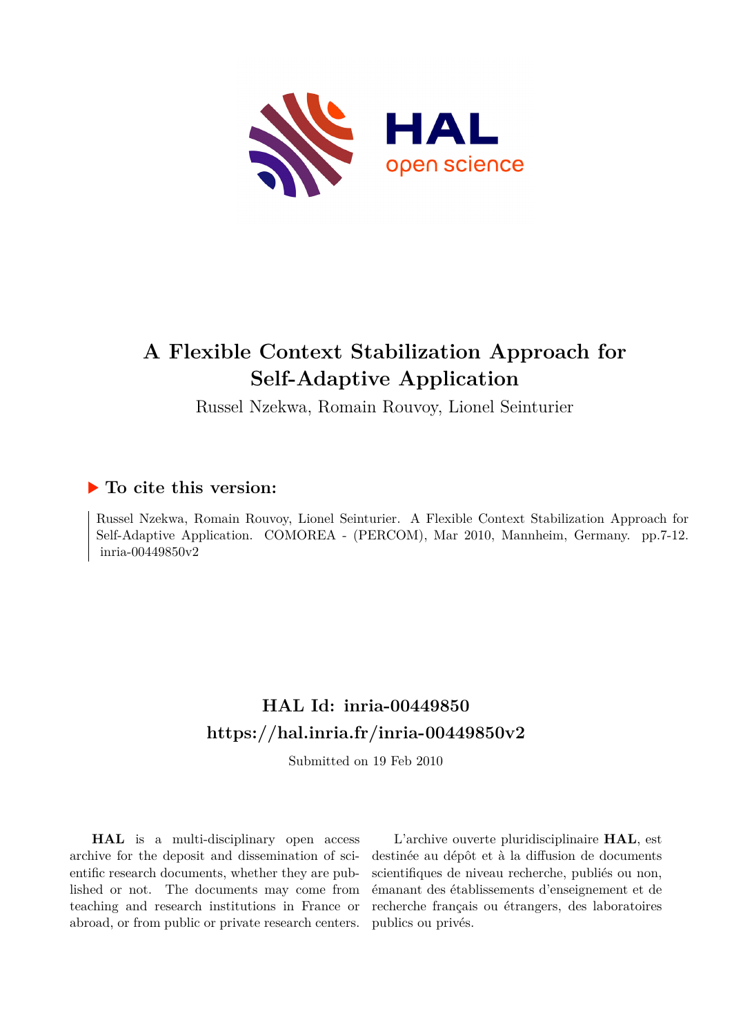# A Flexible Context Stabilization Approach for Self-Adaptive Application

Russel Nzekwa, Romain Rouvoy, Lionel Seinturier

## ▶ To cite this version:

Russel Nzekwa, Romain Rouvoy, Lionel Seinturier. A Flexible Context Stabilization Approach for Self-Adaptive Application. COMOREA - (PERCOM), Mar 2010, Mannheim, Germany. pp.7-12. inria-00449850v2

## HAL Id: inria-00449850
## https://hal.inria.fr/inria-00449850v2

Submitted on 19 Feb 2010

**HAL** is a multi-disciplinary open access archive for the deposit and dissemination of scientific research documents, whether they are published or not. The documents may come from teaching and research institutions in France or abroad, or from public or private research centers.

L'archive ouverte pluridisciplinaire **HAL**, est destinée au dépôt et à la diffusion de documents scientifiques de niveau recherche, publiés ou non, émanant des établissements d'enseignement et de recherche français ou étrangers, des laboratoires publics ou privés.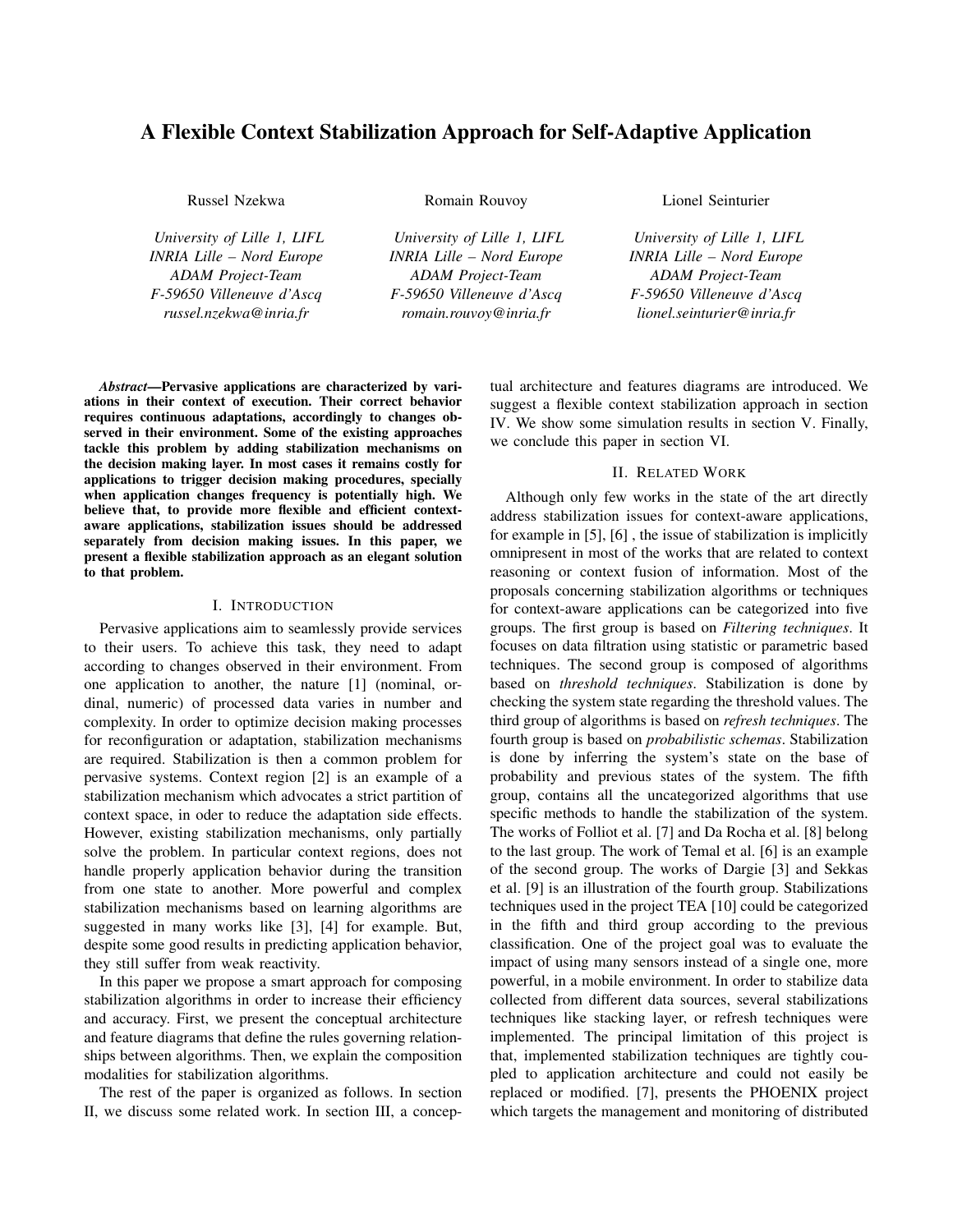# A Flexible Context Stabilization Approach for Self-Adaptive Application

Russel Nzekwa
*University of Lille 1, LIFL*
*INRIA Lille – Nord Europe*
*ADAM Project-Team*
*F-59650 Villeneuve d'Ascq*
*russel.nzekwa@inria.fr*

Romain Rouvoy
*University of Lille 1, LIFL*
*INRIA Lille – Nord Europe*
*ADAM Project-Team*
*F-59650 Villeneuve d'Ascq*
*romain.rouvoy@inria.fr*

Lionel Seinturier
*University of Lille 1, LIFL*
*INRIA Lille – Nord Europe*
*ADAM Project-Team*
*F-59650 Villeneuve d'Ascq*
*lionel.seinturier@inria.fr*

***Abstract*—Pervasive applications are characterized by variations in their context of execution. Their correct behavior requires continuous adaptations, accordingly to changes observed in their environment. Some of the existing approaches tackle this problem by adding stabilization mechanisms on the decision making layer. In most cases it remains costly for applications to trigger decision making procedures, specially when application changes frequency is potentially high. We believe that, to provide more flexible and efficient context-aware applications, stabilization issues should be addressed separately from decision making issues. In this paper, we present a flexible stabilization approach as an elegant solution to that problem.**

## I. Introduction

Pervasive applications aim to seamlessly provide services to their users. To achieve this task, they need to adapt according to changes observed in their environment. From one application to another, the nature [1] (nominal, ordinal, numeric) of processed data varies in number and complexity. In order to optimize decision making processes for reconfiguration or adaptation, stabilization mechanisms are required. Stabilization is then a common problem for pervasive systems. Context region [2] is an example of a stabilization mechanism which advocates a strict partition of context space, in oder to reduce the adaptation side effects. However, existing stabilization mechanisms, only partially solve the problem. In particular context regions, does not handle properly application behavior during the transition from one state to another. More powerful and complex stabilization mechanisms based on learning algorithms are suggested in many works like [3], [4] for example. But, despite some good results in predicting application behavior, they still suffer from weak reactivity.

In this paper we propose a smart approach for composing stabilization algorithms in order to increase their efficiency and accuracy. First, we present the conceptual architecture and feature diagrams that define the rules governing relationships between algorithms. Then, we explain the composition modalities for stabilization algorithms.

The rest of the paper is organized as follows. In section II, we discuss some related work. In section III, a conceptual architecture and features diagrams are introduced. We suggest a flexible context stabilization approach in section IV. We show some simulation results in section V. Finally, we conclude this paper in section VI.

## II. Related Work

Although only few works in the state of the art directly address stabilization issues for context-aware applications, for example in [5], [6] , the issue of stabilization is implicitly omnipresent in most of the works that are related to context reasoning or context fusion of information. Most of the proposals concerning stabilization algorithms or techniques for context-aware applications can be categorized into five groups. The first group is based on *Filtering techniques*. It focuses on data filtration using statistic or parametric based techniques. The second group is composed of algorithms based on *threshold techniques*. Stabilization is done by checking the system state regarding the threshold values. The third group of algorithms is based on *refresh techniques*. The fourth group is based on *probabilistic schemas*. Stabilization is done by inferring the system's state on the base of probability and previous states of the system. The fifth group, contains all the uncategorized algorithms that use specific methods to handle the stabilization of the system. The works of Folliot et al. [7] and Da Rocha et al. [8] belong to the last group. The work of Temal et al. [6] is an example of the second group. The works of Dargie [3] and Sekkas et al. [9] is an illustration of the fourth group. Stabilizations techniques used in the project TEA [10] could be categorized in the fifth and third group according to the previous classification. One of the project goal was to evaluate the impact of using many sensors instead of a single one, more powerful, in a mobile environment. In order to stabilize data collected from different data sources, several stabilizations techniques like stacking layer, or refresh techniques were implemented. The principal limitation of this project is that, implemented stabilization techniques are tightly coupled to application architecture and could not easily be replaced or modified. [7], presents the PHOENIX project which targets the management and monitoring of distributed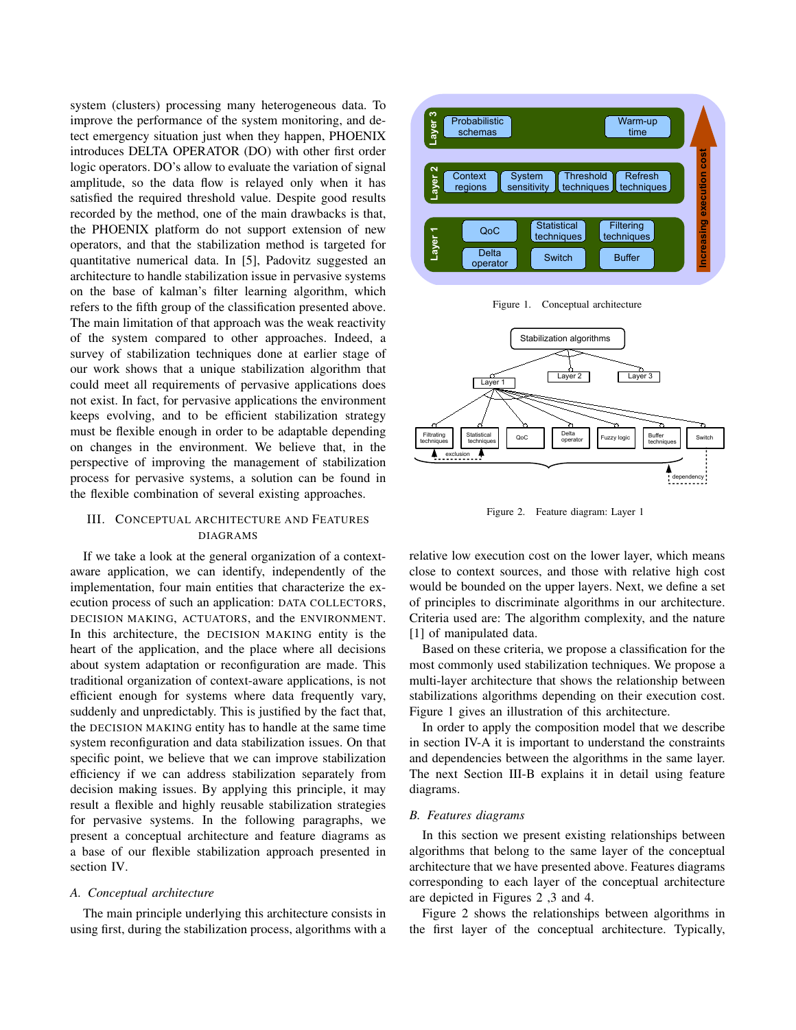system (clusters) processing many heterogeneous data. To improve the performance of the system monitoring, and detect emergency situation just when they happen, PHOENIX introduces DELTA OPERATOR (DO) with other first order logic operators. DO's allow to evaluate the variation of signal amplitude, so the data flow is relayed only when it has satisfied the required threshold value. Despite good results recorded by the method, one of the main drawbacks is that, the PHOENIX platform do not support extension of new operators, and that the stabilization method is targeted for quantitative numerical data. In [5], Padovitz suggested an architecture to handle stabilization issue in pervasive systems on the base of kalman's filter learning algorithm, which refers to the fifth group of the classification presented above. The main limitation of that approach was the weak reactivity of the system compared to other approaches. Indeed, a survey of stabilization techniques done at earlier stage of our work shows that a unique stabilization algorithm that could meet all requirements of pervasive applications does not exist. In fact, for pervasive applications the environment keeps evolving, and to be efficient stabilization strategy must be flexible enough in order to be adaptable depending on changes in the environment. We believe that, in the perspective of improving the management of stabilization process for pervasive systems, a solution can be found in the flexible combination of several existing approaches.

## III. Conceptual Architecture and Features Diagrams

If we take a look at the general organization of a context-aware application, we can identify, independently of the implementation, four main entities that characterize the execution process of such an application: DATA COLLECTORS, DECISION MAKING, ACTUATORS, and the ENVIRONMENT. In this architecture, the DECISION MAKING entity is the heart of the application, and the place where all decisions about system adaptation or reconfiguration are made. This traditional organization of context-aware applications, is not efficient enough for systems where data frequently vary, suddenly and unpredictably. This is justified by the fact that, the DECISION MAKING entity has to handle at the same time system reconfiguration and data stabilization issues. On that specific point, we believe that we can improve stabilization efficiency if we can address stabilization separately from decision making issues. By applying this principle, it may result a flexible and highly reusable stabilization strategies for pervasive systems. In the following paragraphs, we present a conceptual architecture and feature diagrams as a base of our flexible stabilization approach presented in section IV.

### A. Conceptual architecture

The main principle underlying this architecture consists in using first, during the stabilization process, algorithms with a relative low execution cost on the lower layer, which means close to context sources, and those with relative high cost would be bounded on the upper layers. Next, we define a set of principles to discriminate algorithms in our architecture. Criteria used are: The algorithm complexity, and the nature [1] of manipulated data.

Figure 1. Conceptual architecture

Figure 2. Feature diagram: Layer 1

Based on these criteria, we propose a classification for the most commonly used stabilization techniques. We propose a multi-layer architecture that shows the relationship between stabilizations algorithms depending on their execution cost. Figure 1 gives an illustration of this architecture.

In order to apply the composition model that we describe in section IV-A it is important to understand the constraints and dependencies between the algorithms in the same layer. The next Section III-B explains it in detail using feature diagrams.

### B. Features diagrams

In this section we present existing relationships between algorithms that belong to the same layer of the conceptual architecture that we have presented above. Features diagrams corresponding to each layer of the conceptual architecture are depicted in Figures 2 ,3 and 4.

Figure 2 shows the relationships between algorithms in the first layer of the conceptual architecture. Typically,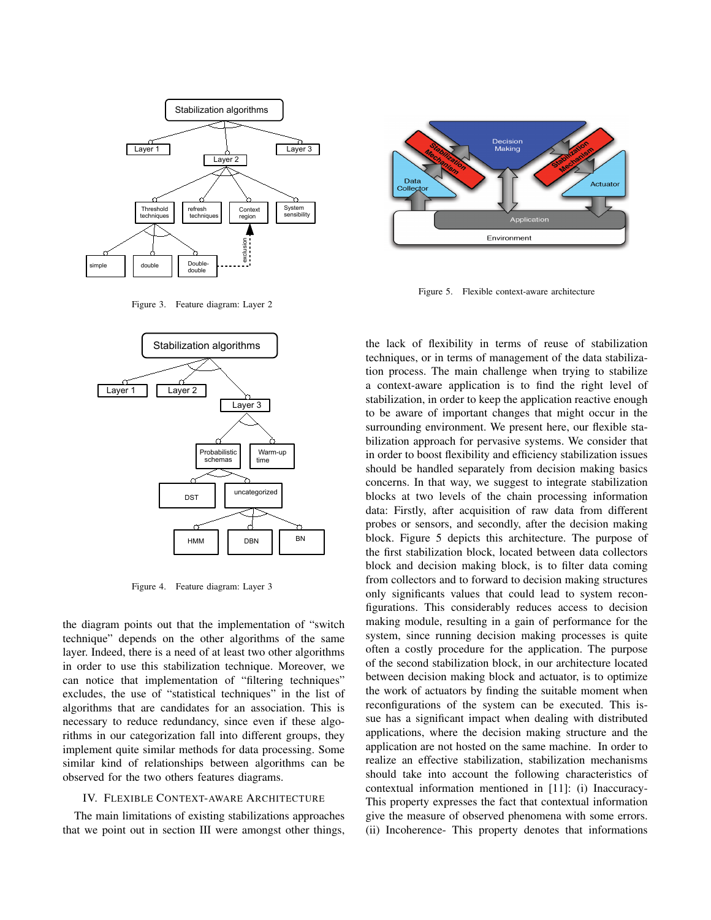Figure 3. Feature diagram: Layer 2

Figure 4. Feature diagram: Layer 3

the diagram points out that the implementation of "switch technique" depends on the other algorithms of the same layer. Indeed, there is a need of at least two other algorithms in order to use this stabilization technique. Moreover, we can notice that implementation of "filtering techniques" excludes, the use of "statistical techniques" in the list of algorithms that are candidates for an association. This is necessary to reduce redundancy, since even if these algorithms in our categorization fall into different groups, they implement quite similar methods for data processing. Some similar kind of relationships between algorithms can be observed for the two others features diagrams.

## IV. Flexible Context-aware Architecture

The main limitations of existing stabilizations approaches that we point out in section III were amongst other things, the lack of flexibility in terms of reuse of stabilization techniques, or in terms of management of the data stabilization process. The main challenge when trying to stabilize a context-aware application is to find the right level of stabilization, in order to keep the application reactive enough to be aware of important changes that might occur in the surrounding environment. We present here, our flexible stabilization approach for pervasive systems. We consider that in order to boost flexibility and efficiency stabilization issues should be handled separately from decision making basics concerns. In that way, we suggest to integrate stabilization blocks at two levels of the chain processing information data: Firstly, after acquisition of raw data from different probes or sensors, and secondly, after the decision making block. Figure 5 depicts this architecture. The purpose of the first stabilization block, located between data collectors block and decision making block, is to filter data coming from collectors and to forward to decision making structures only significants values that could lead to system reconfigurations. This considerably reduces access to decision making module, resulting in a gain of performance for the system, since running decision making processes is quite often a costly procedure for the application. The purpose of the second stabilization block, in our architecture located between decision making block and actuator, is to optimize the work of actuators by finding the suitable moment when reconfigurations of the system can be executed. This issue has a significant impact when dealing with distributed applications, where the decision making structure and the application are not hosted on the same machine. In order to realize an effective stabilization, stabilization mechanisms should take into account the following characteristics of contextual information mentioned in [11]: (i) Inaccuracy- This property expresses the fact that contextual information give the measure of observed phenomena with some errors. (ii) Incoherence- This property denotes that informations

Figure 5. Flexible context-aware architecture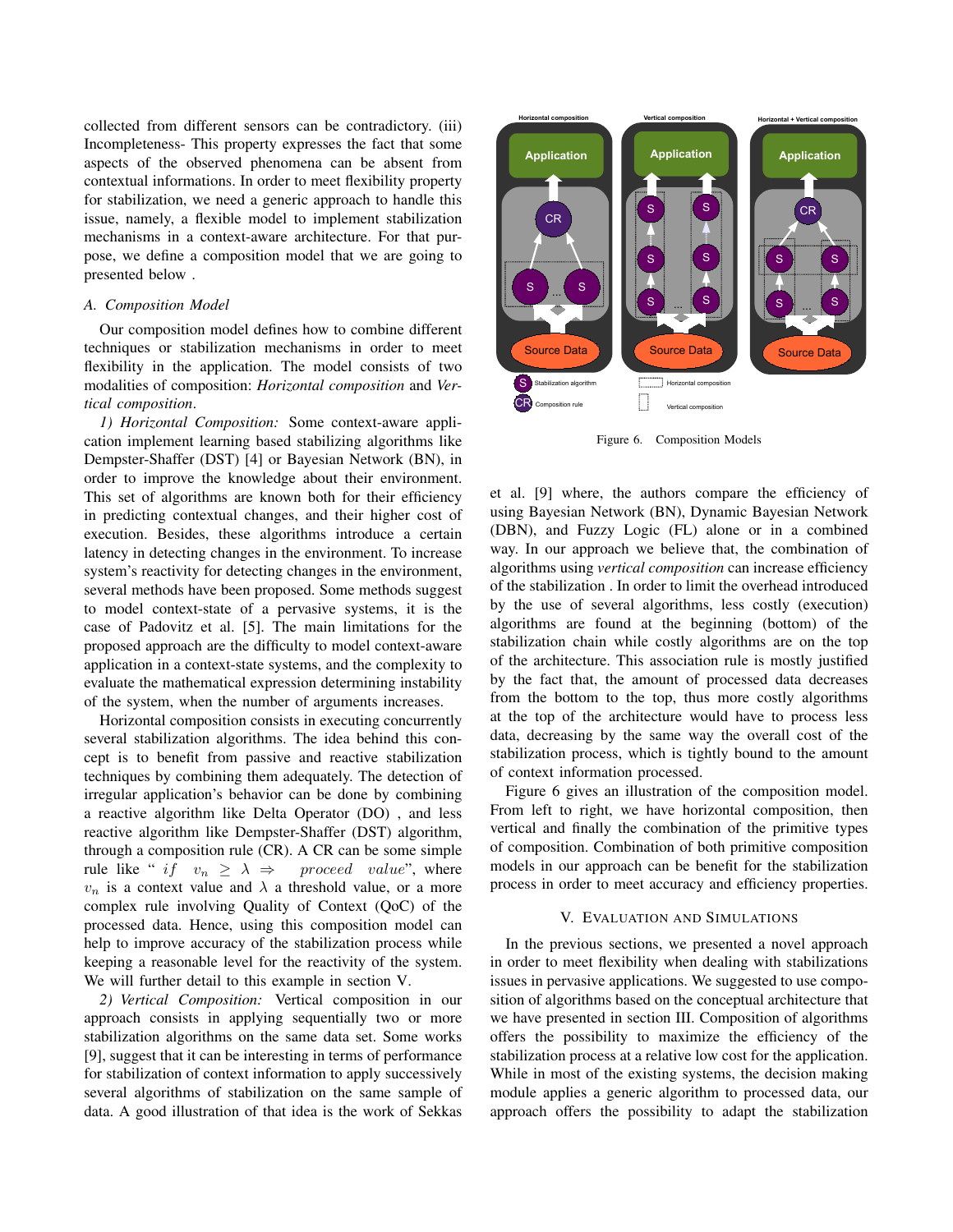collected from different sensors can be contradictory. (iii) Incompleteness- This property expresses the fact that some aspects of the observed phenomena can be absent from contextual informations. In order to meet flexibility property for stabilization, we need a generic approach to handle this issue, namely, a flexible model to implement stabilization mechanisms in a context-aware architecture. For that purpose, we define a composition model that we are going to presented below .

### *A. Composition Model*

Our composition model defines how to combine different techniques or stabilization mechanisms in order to meet flexibility in the application. The model consists of two modalities of composition: *Horizontal composition* and *Vertical composition*.

*1) Horizontal Composition:* Some context-aware application implement learning based stabilizing algorithms like Dempster-Shaffer (DST) [4] or Bayesian Network (BN), in order to improve the knowledge about their environment. This set of algorithms are known both for their efficiency in predicting contextual changes, and their higher cost of execution. Besides, these algorithms introduce a certain latency in detecting changes in the environment. To increase system's reactivity for detecting changes in the environment, several methods have been proposed. Some methods suggest to model context-state of a pervasive systems, it is the case of Padovitz et al. [5]. The main limitations for the proposed approach are the difficulty to model context-aware application in a context-state systems, and the complexity to evaluate the mathematical expression determining instability of the system, when the number of arguments increases.

Horizontal composition consists in executing concurrently several stabilization algorithms. The idea behind this concept is to benefit from passive and reactive stabilization techniques by combining them adequately. The detection of irregular application's behavior can be done by combining a reactive algorithm like Delta Operator (DO) , and less reactive algorithm like Dempster-Shaffer (DST) algorithm, through a composition rule (CR). A CR can be some simple rule like " $if \quad v_n \geq \lambda \Rightarrow \quad proceed \quad value$", where $v_n$ is a context value and $\lambda$ a threshold value, or a more complex rule involving Quality of Context (QoC) of the processed data. Hence, using this composition model can help to improve accuracy of the stabilization process while keeping a reasonable level for the reactivity of the system. We will further detail to this example in section V.

*2) Vertical Composition:* Vertical composition in our approach consists in applying sequentially two or more stabilization algorithms on the same data set. Some works [9], suggest that it can be interesting in terms of performance for stabilization of context information to apply successively several algorithms of stabilization on the same sample of data. A good illustration of that idea is the work of Sekkas et al. [9] where, the authors compare the efficiency of using Bayesian Network (BN), Dynamic Bayesian Network (DBN), and Fuzzy Logic (FL) alone or in a combined way. In our approach we believe that, the combination of algorithms using *vertical composition* can increase efficiency of the stabilization . In order to limit the overhead introduced by the use of several algorithms, less costly (execution) algorithms are found at the beginning (bottom) of the stabilization chain while costly algorithms are on the top of the architecture. This association rule is mostly justified by the fact that, the amount of processed data decreases from the bottom to the top, thus more costly algorithms at the top of the architecture would have to process less data, decreasing by the same way the overall cost of the stabilization process, which is tightly bound to the amount of context information processed.

Horizontal composition
Vertical composition
Horizontal + Vertical composition
Application
CR
S
Source Data
Stabilization algorithm
Composition rule
Horizontal composition
Vertical composition

Figure 6. Composition Models

Figure 6 gives an illustration of the composition model. From left to right, we have horizontal composition, then vertical and finally the combination of the primitive types of composition. Combination of both primitive composition models in our approach can be benefit for the stabilization process in order to meet accuracy and efficiency properties.

## V. Evaluation and Simulations

In the previous sections, we presented a novel approach in order to meet flexibility when dealing with stabilizations issues in pervasive applications. We suggested to use composition of algorithms based on the conceptual architecture that we have presented in section III. Composition of algorithms offers the possibility to maximize the efficiency of the stabilization process at a relative low cost for the application. While in most of the existing systems, the decision making module applies a generic algorithm to processed data, our approach offers the possibility to adapt the stabilization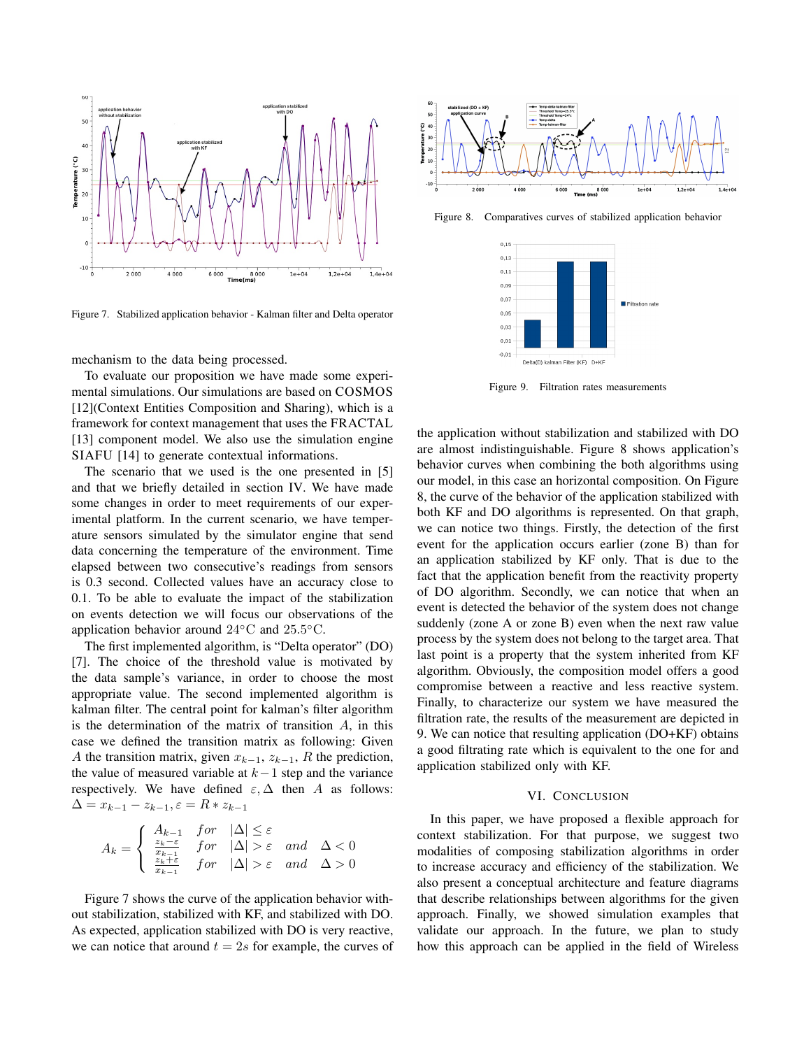Figure 7. Stabilized application behavior - Kalman filter and Delta operator

mechanism to the data being processed.

To evaluate our proposition we have made some experimental simulations. Our simulations are based on COSMOS [12](Context Entities Composition and Sharing), which is a framework for context management that uses the FRACTAL [13] component model. We also use the simulation engine SIAFU [14] to generate contextual informations.

The scenario that we used is the one presented in [5] and that we briefly detailed in section IV. We have made some changes in order to meet requirements of our experimental platform. In the current scenario, we have temperature sensors simulated by the simulator engine that send data concerning the temperature of the environment. Time elapsed between two consecutive's readings from sensors is 0.3 second. Collected values have an accuracy close to 0.1. To be able to evaluate the impact of the stabilization on events detection we will focus our observations of the application behavior around $24°\mathrm{C}$ and $25.5°\mathrm{C}$.

The first implemented algorithm, is "Delta operator" (DO) [7]. The choice of the threshold value is motivated by the data sample's variance, in order to choose the most appropriate value. The second implemented algorithm is kalman filter. The central point for kalman's filter algorithm is the determination of the matrix of transition $A$, in this case we defined the transition matrix as following: Given $A$ the transition matrix, given $x_{k-1}$, $z_{k-1}$, $R$ the prediction, the value of measured variable at $k-1$ step and the variance respectively. We have defined $\varepsilon, \Delta$ then $A$ as follows: $\Delta = x_{k-1} - z_{k-1}, \varepsilon = R * z_{k-1}$

$$A_k = \begin{cases} A_{k-1} & for \quad |\Delta| \leq \varepsilon \\ \frac{z_k - \varepsilon}{x_{k-1}} & for \quad |\Delta| > \varepsilon \quad and \quad \Delta < 0 \\ \frac{z_k + \varepsilon}{x_{k-1}} & for \quad |\Delta| > \varepsilon \quad and \quad \Delta > 0 \end{cases}$$

Figure 7 shows the curve of the application behavior without stabilization, stabilized with KF, and stabilized with DO. As expected, application stabilized with DO is very reactive, we can notice that around $t = 2s$ for example, the curves of the application without stabilization and stabilized with DO are almost indistinguishable. Figure 8 shows application's behavior curves when combining the both algorithms using our model, in this case an horizontal composition. On Figure 8, the curve of the behavior of the application stabilized with both KF and DO algorithms is represented. On that graph, we can notice two things. Firstly, the detection of the first event for the application occurs earlier (zone B) than for an application stabilized by KF only. That is due to the fact that the application benefit from the reactivity property of DO algorithm. Secondly, we can notice that when an event is detected the behavior of the system does not change suddenly (zone A or zone B) even when the next raw value process by the system does not belong to the target area. That last point is a property that the system inherited from KF algorithm. Obviously, the composition model offers a good compromise between a reactive and less reactive system. Finally, to characterize our system we have measured the filtration rate, the results of the measurement are depicted in 9. We can notice that resulting application (DO+KF) obtains a good filtrating rate which is equivalent to the one for and application stabilized only with KF.

Figure 8. Comparatives curves of stabilized application behavior

Figure 9. Filtration rates measurements

## VI. Conclusion

In this paper, we have proposed a flexible approach for context stabilization. For that purpose, we suggest two modalities of composing stabilization algorithms in order to increase accuracy and efficiency of the stabilization. We also present a conceptual architecture and feature diagrams that describe relationships between algorithms for the given approach. Finally, we showed simulation examples that validate our approach. In the future, we plan to study how this approach can be applied in the field of Wireless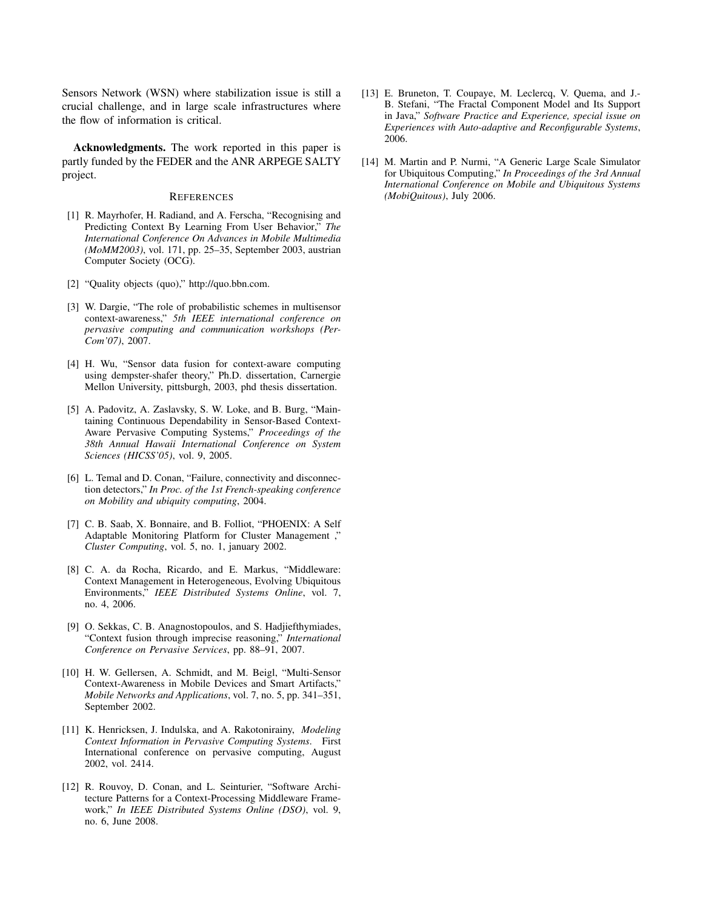Sensors Network (WSN) where stabilization issue is still a crucial challenge, and in large scale infrastructures where the flow of information is critical.

**Acknowledgments.** The work reported in this paper is partly funded by the FEDER and the ANR ARPEGE SALTY project.

## References

[1] R. Mayrhofer, H. Radiand, and A. Ferscha, "Recognising and Predicting Context By Learning From User Behavior," *The International Conference On Advances in Mobile Multimedia (MoMM2003)*, vol. 171, pp. 25–35, September 2003, austrian Computer Society (OCG).

[2] "Quality objects (quo)," http://quo.bbn.com.

[3] W. Dargie, "The role of probabilistic schemes in multisensor context-awareness," *5th IEEE international conference on pervasive computing and communication workshops (PerCom'07)*, 2007.

[4] H. Wu, "Sensor data fusion for context-aware computing using dempster-shafer theory," Ph.D. dissertation, Carnergie Mellon University, pittsburgh, 2003, phd thesis dissertation.

[5] A. Padovitz, A. Zaslavsky, S. W. Loke, and B. Burg, "Maintaining Continuous Dependability in Sensor-Based Context-Aware Pervasive Computing Systems," *Proceedings of the 38th Annual Hawaii International Conference on System Sciences (HICSS'05)*, vol. 9, 2005.

[6] L. Temal and D. Conan, "Failure, connectivity and disconnection detectors," *In Proc. of the 1st French-speaking conference on Mobility and ubiquity computing*, 2004.

[7] C. B. Saab, X. Bonnaire, and B. Folliot, "PHOENIX: A Self Adaptable Monitoring Platform for Cluster Management ," *Cluster Computing*, vol. 5, no. 1, january 2002.

[8] C. A. da Rocha, Ricardo, and E. Markus, "Middleware: Context Management in Heterogeneous, Evolving Ubiquitous Environments," *IEEE Distributed Systems Online*, vol. 7, no. 4, 2006.

[9] O. Sekkas, C. B. Anagnostopoulos, and S. Hadjiefthymiades, "Context fusion through imprecise reasoning," *International Conference on Pervasive Services*, pp. 88–91, 2007.

[10] H. W. Gellersen, A. Schmidt, and M. Beigl, "Multi-Sensor Context-Awareness in Mobile Devices and Smart Artifacts," *Mobile Networks and Applications*, vol. 7, no. 5, pp. 341–351, September 2002.

[11] K. Henricksen, J. Indulska, and A. Rakotonirainy, *Modeling Context Information in Pervasive Computing Systems*. First International conference on pervasive computing, August 2002, vol. 2414.

[12] R. Rouvoy, D. Conan, and L. Seinturier, "Software Architecture Patterns for a Context-Processing Middleware Framework," *In IEEE Distributed Systems Online (DSO)*, vol. 9, no. 6, June 2008.

[13] E. Bruneton, T. Coupaye, M. Leclercq, V. Quema, and J.-B. Stefani, "The Fractal Component Model and Its Support in Java," *Software Practice and Experience, special issue on Experiences with Auto-adaptive and Reconfigurable Systems*, 2006.

[14] M. Martin and P. Nurmi, "A Generic Large Scale Simulator for Ubiquitous Computing," *In Proceedings of the 3rd Annual International Conference on Mobile and Ubiquitous Systems (MobiQuitous)*, July 2006.